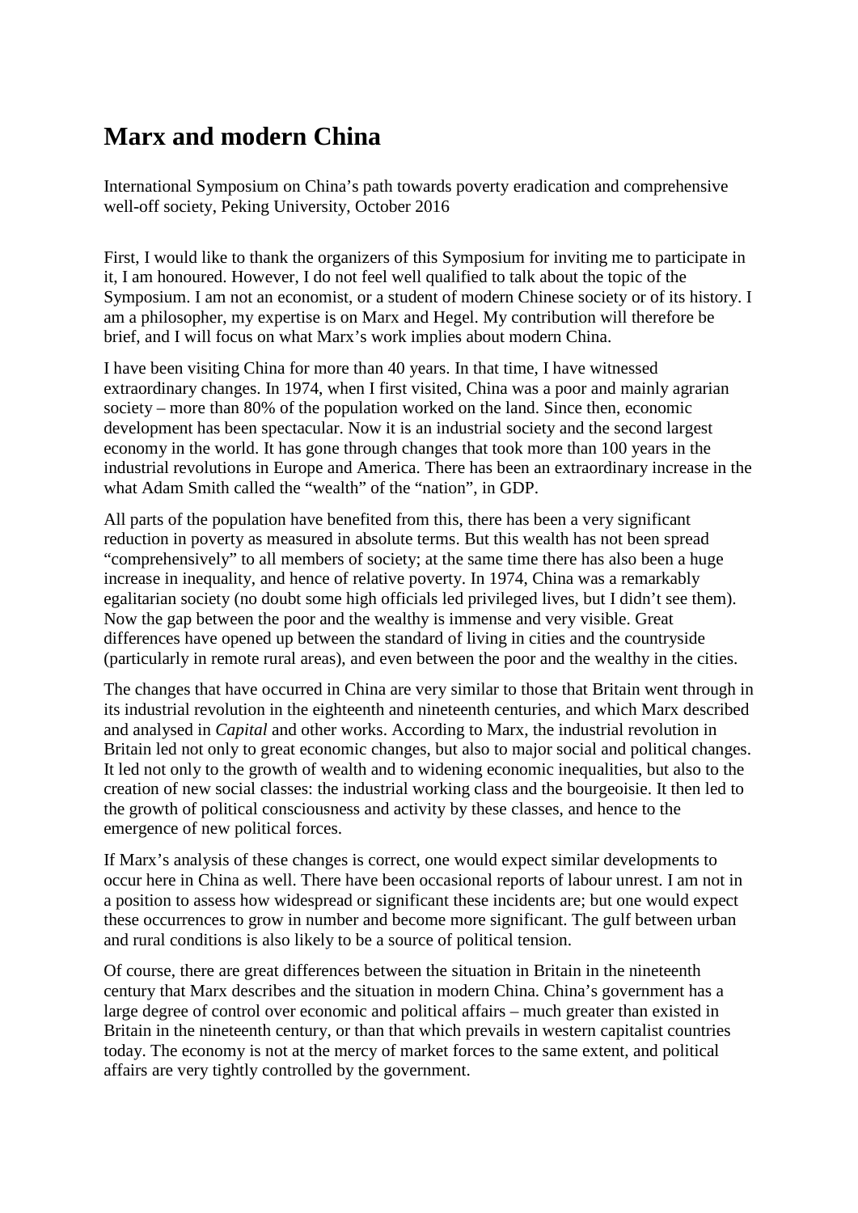# Marx and modern China

International Symposium on China's path towards poverty eradication and comprehensive well-off society, Peking University, October 2016

First, I would like to thank the organizers of this Symposium for inviting me to participate in it, I am honoured. However, I do not feel well qualified to talk about the topic of the Symposium. I am not an economist, or a student of modern Chinese society or of its history. I am a philosopher, my expertise is on Marx and Hegel. My contribution will therefore be brief, and I will focus on what Marx's work implies about modern China.

I have been visiting China for more than 40 years. In that time, I have witnessed extraordinary changes. In 1974, when I first visited, China was a poor and mainly agrarian society – more than 80% of the population worked on the land. Since then, economic development has been spectacular. Now it is an industrial society and the second largest economy in the world. It has gone through changes that took more than 100 years in the industrial revolutions in Europe and America. There has been an extraordinary increase in the what Adam Smith called the "wealth" of the "nation", in GDP.

All parts of the population have benefited from this, there has been a very significant reduction in poverty as measured in absolute terms. But this wealth has not been spread "comprehensively" to all members of society; at the same time there has also been a huge increase in inequality, and hence of relative poverty. In 1974, China was a remarkably egalitarian society (no doubt some high officials led privileged lives, but I didn't see them). Now the gap between the poor and the wealthy is immense and very visible. Great differences have opened up between the standard of living in cities and the countryside (particularly in remote rural areas), and even between the poor and the wealthy in the cities.

The changes that have occurred in China are very similar to those that Britain went through in its industrial revolution in the eighteenth and nineteenth centuries, and which Marx described and analysed in *Capital* and other works. According to Marx, the industrial revolution in Britain led not only to great economic changes, but also to major social and political changes. It led not only to the growth of wealth and to widening economic inequalities, but also to the creation of new social classes: the industrial working class and the bourgeoisie. It then led to the growth of political consciousness and activity by these classes, and hence to the emergence of new political forces.

If Marx's analysis of these changes is correct, one would expect similar developments to occur here in China as well. There have been occasional reports of labour unrest. I am not in a position to assess how widespread or significant these incidents are; but one would expect these occurrences to grow in number and become more significant. The gulf between urban and rural conditions is also likely to be a source of political tension.

Of course, there are great differences between the situation in Britain in the nineteenth century that Marx describes and the situation in modern China. China's government has a large degree of control over economic and political affairs – much greater than existed in Britain in the nineteenth century, or than that which prevails in western capitalist countries today. The economy is not at the mercy of market forces to the same extent, and political affairs are very tightly controlled by the government.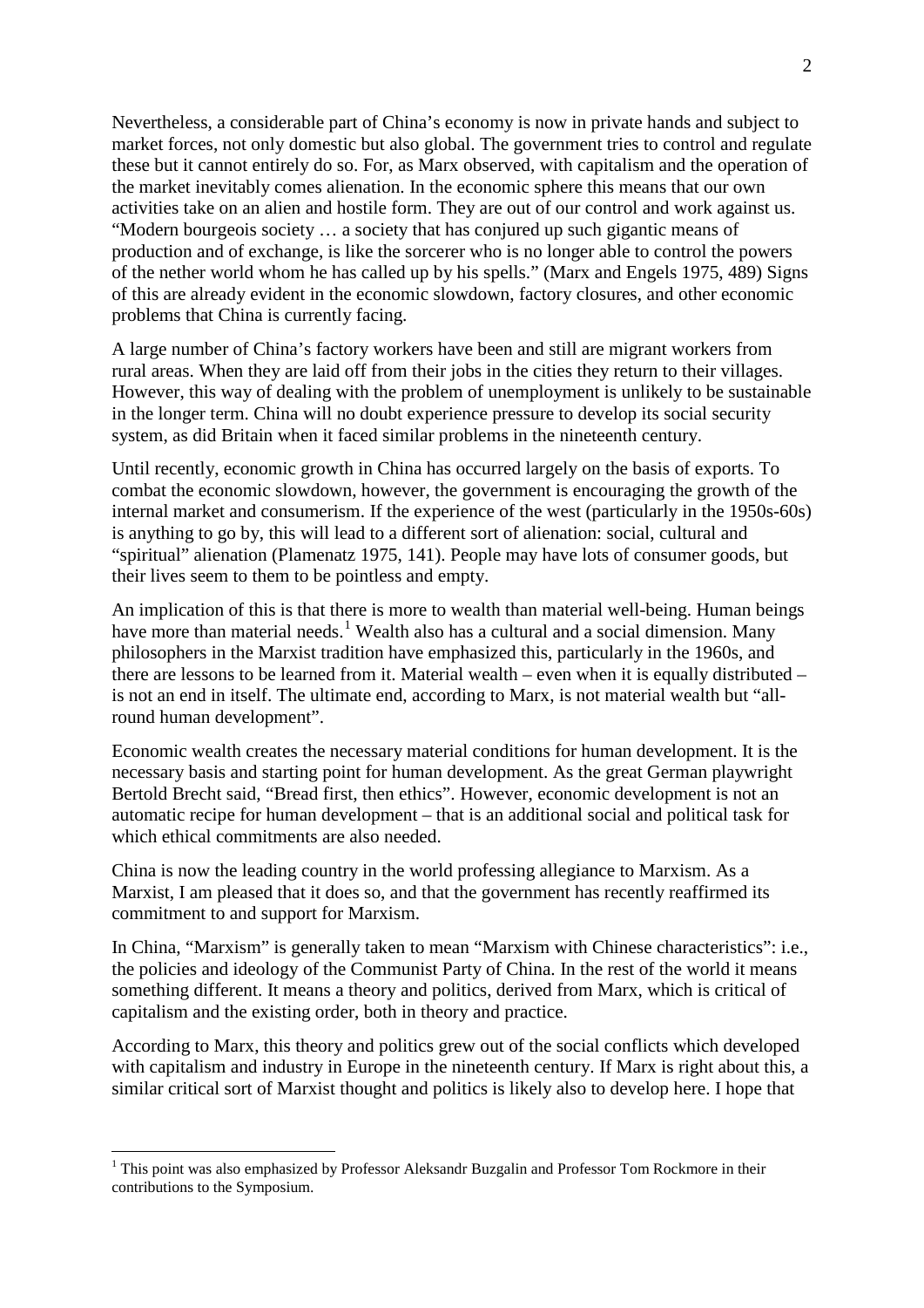Nevertheless, a considerable part of China's economy is now in private hands and subject to market forces, not only domestic but also global. The government tries to control and regulate these but it cannot entirely do so. For, as Marx observed, with capitalism and the operation of the market inevitably comes alienation. In the economic sphere this means that our own activities take on an alien and hostile form. They are out of our control and work against us. "Modern bourgeois society … a society that has conjured up such gigantic means of production and of exchange, is like the sorcerer who is no longer able to control the powers of the nether world whom he has called up by his spells." (Marx and Engels 1975, 489) Signs of this are already evident in the economic slowdown, factory closures, and other economic problems that China is currently facing.

A large number of China's factory workers have been and still are migrant workers from rural areas. When they are laid off from their jobs in the cities they return to their villages. However, this way of dealing with the problem of unemployment is unlikely to be sustainable in the longer term. China will no doubt experience pressure to develop its social security system, as did Britain when it faced similar problems in the nineteenth century.

Until recently, economic growth in China has occurred largely on the basis of exports. To combat the economic slowdown, however, the government is encouraging the growth of the internal market and consumerism. If the experience of the west (particularly in the 1950s-60s) is anything to go by, this will lead to a different sort of alienation: social, cultural and "spiritual" alienation (Plamenatz 1975, 141). People may have lots of consumer goods, but their lives seem to them to be pointless and empty.

An implication of this is that there is more to wealth than material well-being. Human beings have more than material needs.[1] Wealth also has a cultural and a social dimension. Many philosophers in the Marxist tradition have emphasized this, particularly in the 1960s, and there are lessons to be learned from it. Material wealth – even when it is equally distributed – is not an end in itself. The ultimate end, according to Marx, is not material wealth but "all-round human development".

Economic wealth creates the necessary material conditions for human development. It is the necessary basis and starting point for human development. As the great German playwright Bertold Brecht said, "Bread first, then ethics". However, economic development is not an automatic recipe for human development – that is an additional social and political task for which ethical commitments are also needed.

China is now the leading country in the world professing allegiance to Marxism. As a Marxist, I am pleased that it does so, and that the government has recently reaffirmed its commitment to and support for Marxism.

In China, "Marxism" is generally taken to mean "Marxism with Chinese characteristics": i.e., the policies and ideology of the Communist Party of China. In the rest of the world it means something different. It means a theory and politics, derived from Marx, which is critical of capitalism and the existing order, both in theory and practice.

According to Marx, this theory and politics grew out of the social conflicts which developed with capitalism and industry in Europe in the nineteenth century. If Marx is right about this, a similar critical sort of Marxist thought and politics is likely also to develop here. I hope that

[1] This point was also emphasized by Professor Aleksandr Buzgalin and Professor Tom Rockmore in their contributions to the Symposium.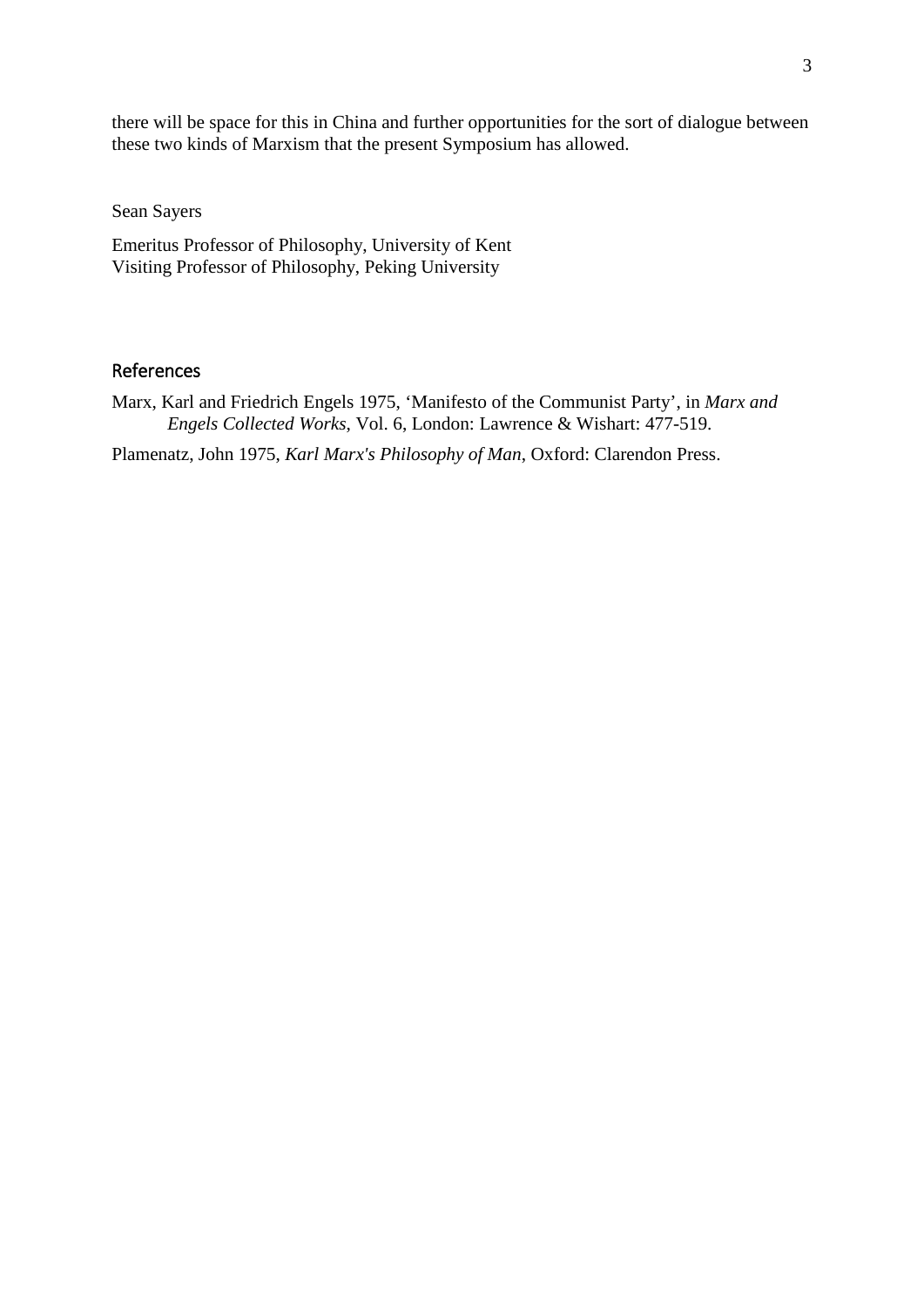there will be space for this in China and further opportunities for the sort of dialogue between these two kinds of Marxism that the present Symposium has allowed.

Sean Sayers

Emeritus Professor of Philosophy, University of Kent
Visiting Professor of Philosophy, Peking University

## References

Marx, Karl and Friedrich Engels 1975, 'Manifesto of the Communist Party', in *Marx and Engels Collected Works*, Vol. 6, London: Lawrence & Wishart: 477-519.

Plamenatz, John 1975, *Karl Marx's Philosophy of Man*, Oxford: Clarendon Press.